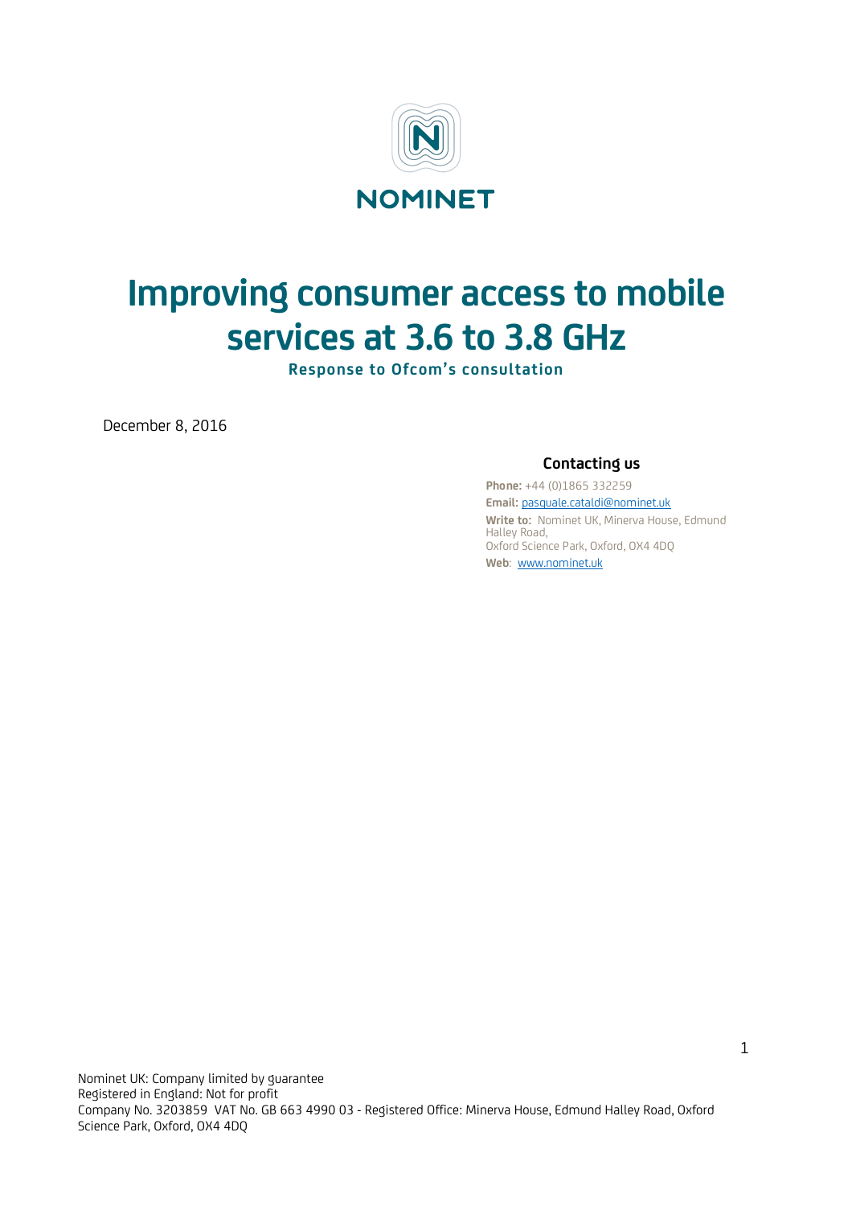NOMINET

# Improving consumer access to mobile services at 3.6 to 3.8 GHz

**Response to Ofcom's consultation**

December 8, 2016

### Contacting us

**Phone:** +44 (0)1865 332259

**Email:** pasquale.cataldi@nominet.uk

**Write to:** Nominet UK, Minerva House, Edmund Halley Road,
Oxford Science Park, Oxford, OX4 4DQ

**Web**: www.nominet.uk

Nominet UK: Company limited by guarantee
Registered in England: Not for profit
Company No. 3203859 VAT No. GB 663 4990 03 - Registered Office: Minerva House, Edmund Halley Road, Oxford Science Park, Oxford, OX4 4DQ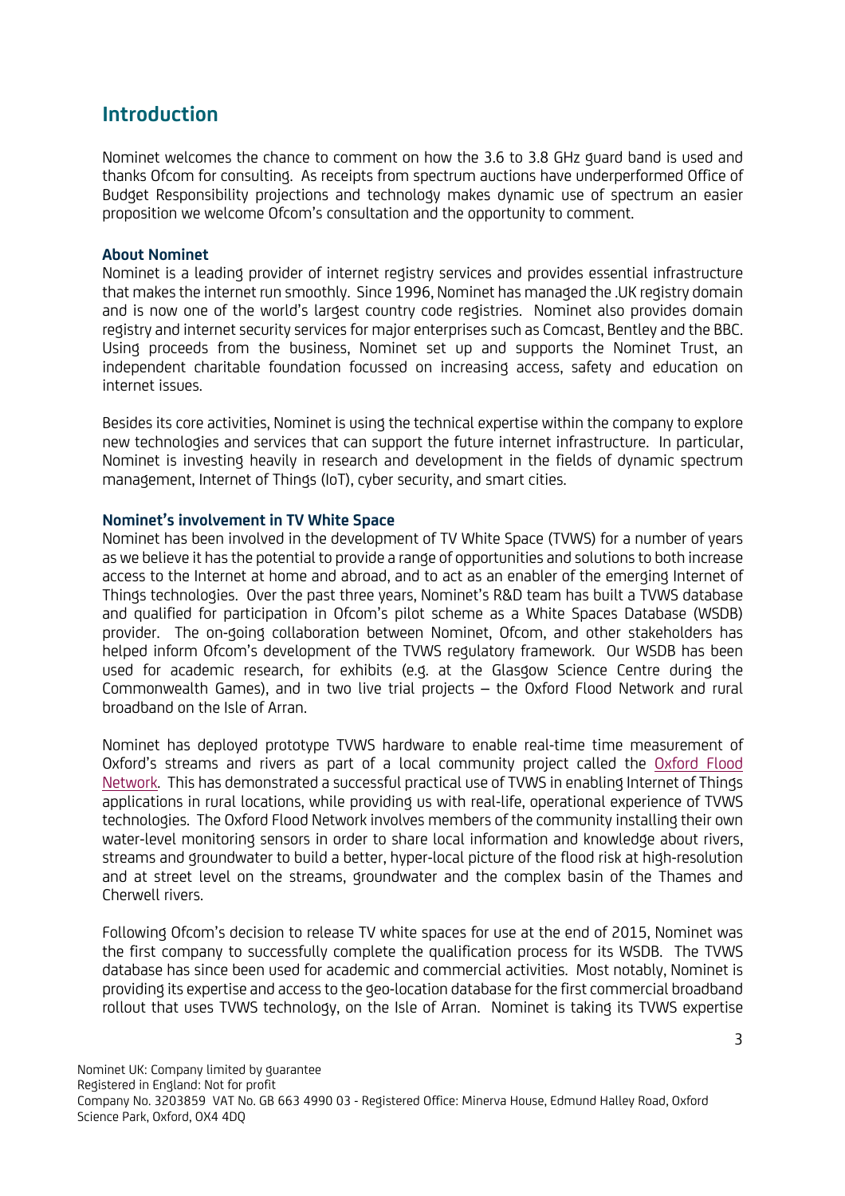## Introduction

Nominet welcomes the chance to comment on how the 3.6 to 3.8 GHz guard band is used and thanks Ofcom for consulting. As receipts from spectrum auctions have underperformed Office of Budget Responsibility projections and technology makes dynamic use of spectrum an easier proposition we welcome Ofcom's consultation and the opportunity to comment.

### About Nominet

Nominet is a leading provider of internet registry services and provides essential infrastructure that makes the internet run smoothly. Since 1996, Nominet has managed the .UK registry domain and is now one of the world's largest country code registries. Nominet also provides domain registry and internet security services for major enterprises such as Comcast, Bentley and the BBC. Using proceeds from the business, Nominet set up and supports the Nominet Trust, an independent charitable foundation focussed on increasing access, safety and education on internet issues.

Besides its core activities, Nominet is using the technical expertise within the company to explore new technologies and services that can support the future internet infrastructure. In particular, Nominet is investing heavily in research and development in the fields of dynamic spectrum management, Internet of Things (IoT), cyber security, and smart cities.

### Nominet's involvement in TV White Space

Nominet has been involved in the development of TV White Space (TVWS) for a number of years as we believe it has the potential to provide a range of opportunities and solutions to both increase access to the Internet at home and abroad, and to act as an enabler of the emerging Internet of Things technologies. Over the past three years, Nominet's R&D team has built a TVWS database and qualified for participation in Ofcom's pilot scheme as a White Spaces Database (WSDB) provider. The on-going collaboration between Nominet, Ofcom, and other stakeholders has helped inform Ofcom's development of the TVWS regulatory framework. Our WSDB has been used for academic research, for exhibits (e.g. at the Glasgow Science Centre during the Commonwealth Games), and in two live trial projects – the Oxford Flood Network and rural broadband on the Isle of Arran.

Nominet has deployed prototype TVWS hardware to enable real-time time measurement of Oxford's streams and rivers as part of a local community project called the Oxford Flood Network. This has demonstrated a successful practical use of TVWS in enabling Internet of Things applications in rural locations, while providing us with real-life, operational experience of TVWS technologies. The Oxford Flood Network involves members of the community installing their own water-level monitoring sensors in order to share local information and knowledge about rivers, streams and groundwater to build a better, hyper-local picture of the flood risk at high-resolution and at street level on the streams, groundwater and the complex basin of the Thames and Cherwell rivers.

Following Ofcom's decision to release TV white spaces for use at the end of 2015, Nominet was the first company to successfully complete the qualification process for its WSDB. The TVWS database has since been used for academic and commercial activities. Most notably, Nominet is providing its expertise and access to the geo-location database for the first commercial broadband rollout that uses TVWS technology, on the Isle of Arran. Nominet is taking its TVWS expertise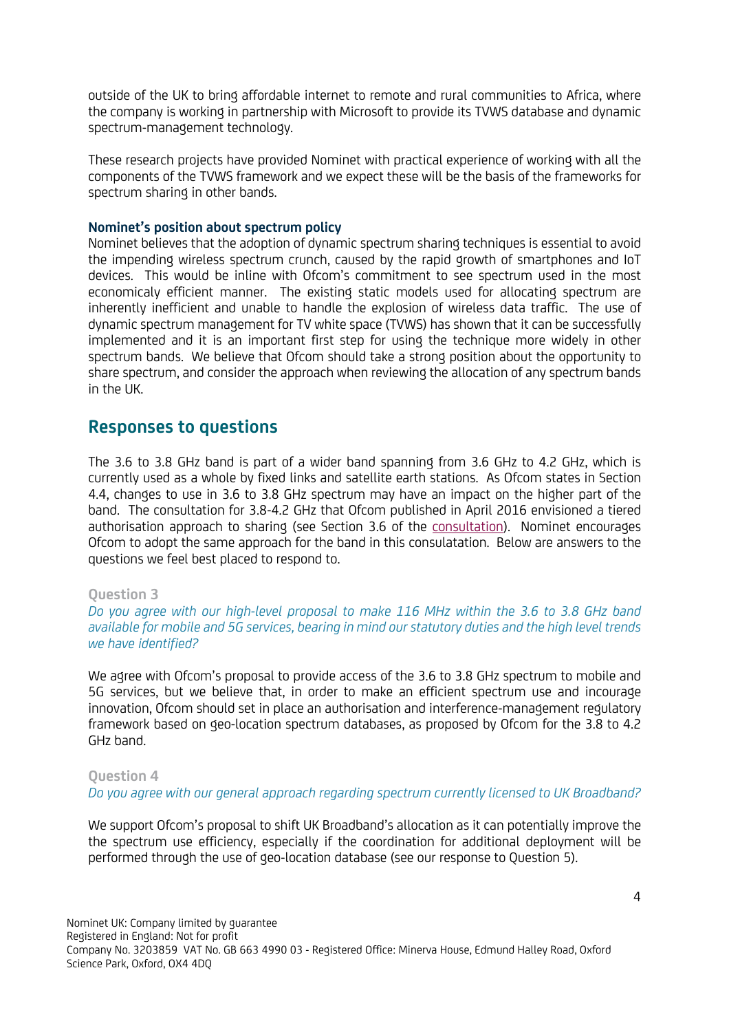outside of the UK to bring affordable internet to remote and rural communities to Africa, where the company is working in partnership with Microsoft to provide its TVWS database and dynamic spectrum-management technology.

These research projects have provided Nominet with practical experience of working with all the components of the TVWS framework and we expect these will be the basis of the frameworks for spectrum sharing in other bands.

**Nominet's position about spectrum policy**

Nominet believes that the adoption of dynamic spectrum sharing techniques is essential to avoid the impending wireless spectrum crunch, caused by the rapid growth of smartphones and IoT devices. This would be inline with Ofcom's commitment to see spectrum used in the most economicaly efficient manner. The existing static models used for allocating spectrum are inherently inefficient and unable to handle the explosion of wireless data traffic. The use of dynamic spectrum management for TV white space (TVWS) has shown that it can be successfully implemented and it is an important first step for using the technique more widely in other spectrum bands. We believe that Ofcom should take a strong position about the opportunity to share spectrum, and consider the approach when reviewing the allocation of any spectrum bands in the UK.

## Responses to questions

The 3.6 to 3.8 GHz band is part of a wider band spanning from 3.6 GHz to 4.2 GHz, which is currently used as a whole by fixed links and satellite earth stations. As Ofcom states in Section 4.4, changes to use in 3.6 to 3.8 GHz spectrum may have an impact on the higher part of the band. The consultation for 3.8-4.2 GHz that Ofcom published in April 2016 envisioned a tiered authorisation approach to sharing (see Section 3.6 of the consultation). Nominet encourages Ofcom to adopt the same approach for the band in this consulatation. Below are answers to the questions we feel best placed to respond to.

**Question 3**

*Do you agree with our high-level proposal to make 116 MHz within the 3.6 to 3.8 GHz band available for mobile and 5G services, bearing in mind our statutory duties and the high level trends we have identified?*

We agree with Ofcom's proposal to provide access of the 3.6 to 3.8 GHz spectrum to mobile and 5G services, but we believe that, in order to make an efficient spectrum use and incourage innovation, Ofcom should set in place an authorisation and interference-management regulatory framework based on geo-location spectrum databases, as proposed by Ofcom for the 3.8 to 4.2 GHz band.

**Question 4**

*Do you agree with our general approach regarding spectrum currently licensed to UK Broadband?*

We support Ofcom's proposal to shift UK Broadband's allocation as it can potentially improve the the spectrum use efficiency, especially if the coordination for additional deployment will be performed through the use of geo-location database (see our response to Question 5).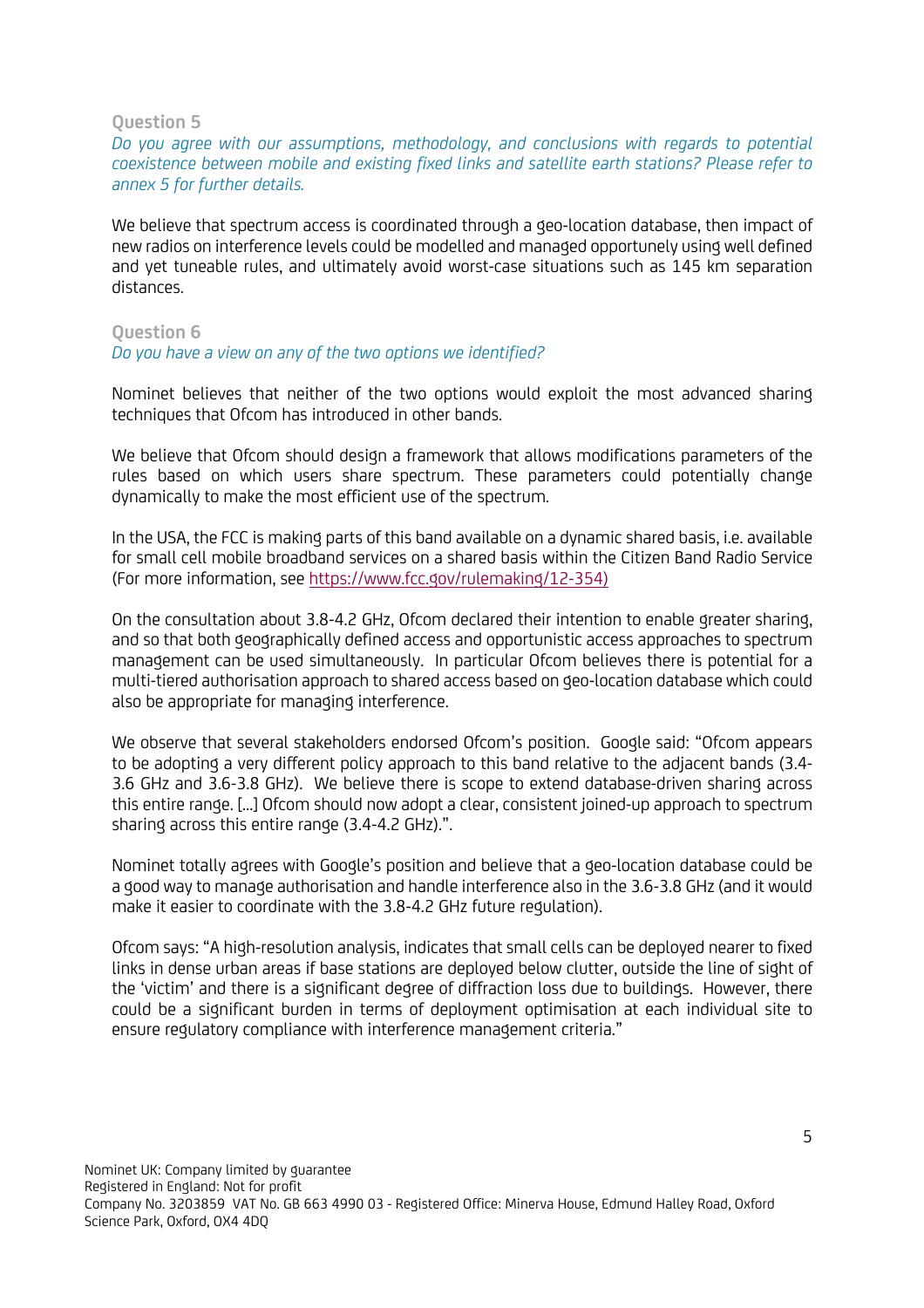**Question 5**

*Do you agree with our assumptions, methodology, and conclusions with regards to potential coexistence between mobile and existing fixed links and satellite earth stations? Please refer to annex 5 for further details.*

We believe that spectrum access is coordinated through a geo-location database, then impact of new radios on interference levels could be modelled and managed opportunely using well defined and yet tuneable rules, and ultimately avoid worst-case situations such as 145 km separation distances.

**Question 6**

*Do you have a view on any of the two options we identified?*

Nominet believes that neither of the two options would exploit the most advanced sharing techniques that Ofcom has introduced in other bands.

We believe that Ofcom should design a framework that allows modifications parameters of the rules based on which users share spectrum. These parameters could potentially change dynamically to make the most efficient use of the spectrum.

In the USA, the FCC is making parts of this band available on a dynamic shared basis, i.e. available for small cell mobile broadband services on a shared basis within the Citizen Band Radio Service (For more information, see [https://www.fcc.gov/rulemaking/12-354)](https://www.fcc.gov/rulemaking/12-354)

On the consultation about 3.8-4.2 GHz, Ofcom declared their intention to enable greater sharing, and so that both geographically defined access and opportunistic access approaches to spectrum management can be used simultaneously. In particular Ofcom believes there is potential for a multi-tiered authorisation approach to shared access based on geo-location database which could also be appropriate for managing interference.

We observe that several stakeholders endorsed Ofcom's position. Google said: "Ofcom appears to be adopting a very different policy approach to this band relative to the adjacent bands (3.4-3.6 GHz and 3.6-3.8 GHz). We believe there is scope to extend database-driven sharing across this entire range. […] Ofcom should now adopt a clear, consistent joined-up approach to spectrum sharing across this entire range (3.4-4.2 GHz).".

Nominet totally agrees with Google's position and believe that a geo-location database could be a good way to manage authorisation and handle interference also in the 3.6-3.8 GHz (and it would make it easier to coordinate with the 3.8-4.2 GHz future regulation).

Ofcom says: "A high-resolution analysis, indicates that small cells can be deployed nearer to fixed links in dense urban areas if base stations are deployed below clutter, outside the line of sight of the 'victim' and there is a significant degree of diffraction loss due to buildings. However, there could be a significant burden in terms of deployment optimisation at each individual site to ensure regulatory compliance with interference management criteria."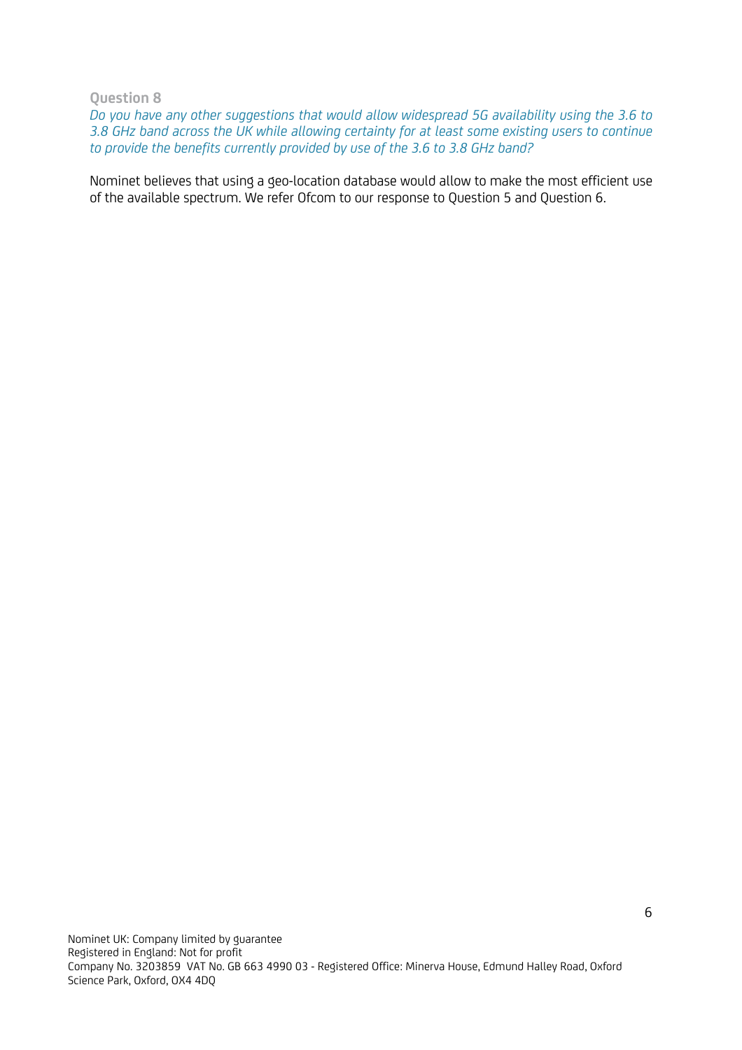**Question 8**

*Do you have any other suggestions that would allow widespread 5G availability using the 3.6 to 3.8 GHz band across the UK while allowing certainty for at least some existing users to continue to provide the benefits currently provided by use of the 3.6 to 3.8 GHz band?*

Nominet believes that using a geo-location database would allow to make the most efficient use of the available spectrum. We refer Ofcom to our response to Question 5 and Question 6.

Nominet UK: Company limited by guarantee
Registered in England: Not for profit
Company No. 3203859 VAT No. GB 663 4990 03 - Registered Office: Minerva House, Edmund Halley Road, Oxford Science Park, Oxford, OX4 4DQ